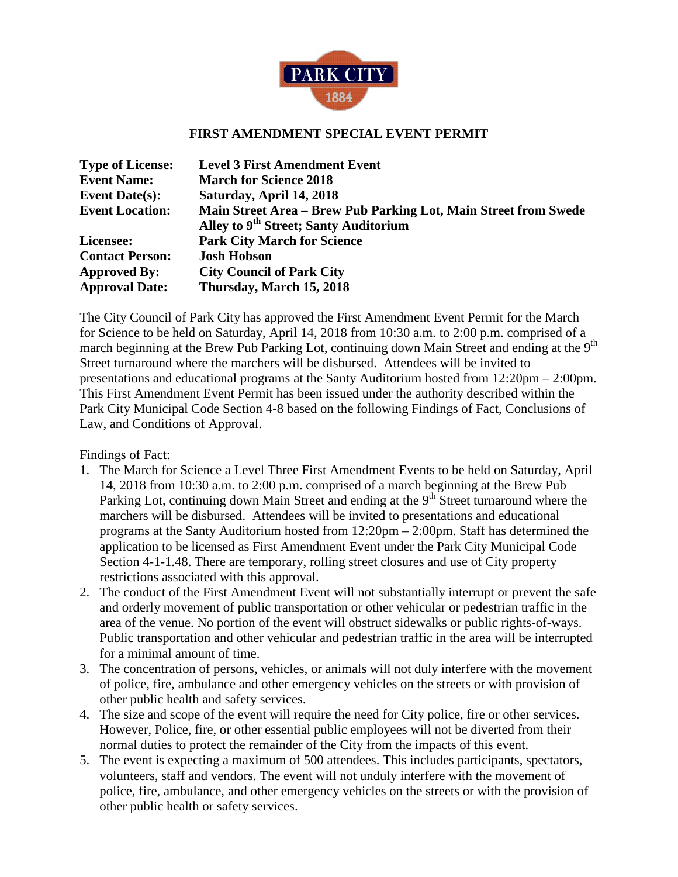# FIRST AMENDMENT SPECIAL EVENT PERMIT

| | |
|---|---|
| **Type of License:** | **Level 3 First Amendment Event** |
| **Event Name:** | **March for Science 2018** |
| **Event Date(s):** | **Saturday, April 14, 2018** |
| **Event Location:** | **Main Street Area – Brew Pub Parking Lot, Main Street from Swede Alley to 9th Street; Santy Auditorium** |
| **Licensee:** | **Park City March for Science** |
| **Contact Person:** | **Josh Hobson** |
| **Approved By:** | **City Council of Park City** |
| **Approval Date:** | **Thursday, March 15, 2018** |

The City Council of Park City has approved the First Amendment Event Permit for the March for Science to be held on Saturday, April 14, 2018 from 10:30 a.m. to 2:00 p.m. comprised of a march beginning at the Brew Pub Parking Lot, continuing down Main Street and ending at the 9th Street turnaround where the marchers will be disbursed. Attendees will be invited to presentations and educational programs at the Santy Auditorium hosted from 12:20pm – 2:00pm. This First Amendment Event Permit has been issued under the authority described within the Park City Municipal Code Section 4-8 based on the following Findings of Fact, Conclusions of Law, and Conditions of Approval.

Findings of Fact:

1. The March for Science a Level Three First Amendment Events to be held on Saturday, April 14, 2018 from 10:30 a.m. to 2:00 p.m. comprised of a march beginning at the Brew Pub Parking Lot, continuing down Main Street and ending at the 9th Street turnaround where the marchers will be disbursed. Attendees will be invited to presentations and educational programs at the Santy Auditorium hosted from 12:20pm – 2:00pm. Staff has determined the application to be licensed as First Amendment Event under the Park City Municipal Code Section 4-1-1.48. There are temporary, rolling street closures and use of City property restrictions associated with this approval.
2. The conduct of the First Amendment Event will not substantially interrupt or prevent the safe and orderly movement of public transportation or other vehicular or pedestrian traffic in the area of the venue. No portion of the event will obstruct sidewalks or public rights-of-ways. Public transportation and other vehicular and pedestrian traffic in the area will be interrupted for a minimal amount of time.
3. The concentration of persons, vehicles, or animals will not duly interfere with the movement of police, fire, ambulance and other emergency vehicles on the streets or with provision of other public health and safety services.
4. The size and scope of the event will require the need for City police, fire or other services. However, Police, fire, or other essential public employees will not be diverted from their normal duties to protect the remainder of the City from the impacts of this event.
5. The event is expecting a maximum of 500 attendees. This includes participants, spectators, volunteers, staff and vendors. The event will not unduly interfere with the movement of police, fire, ambulance, and other emergency vehicles on the streets or with the provision of other public health or safety services.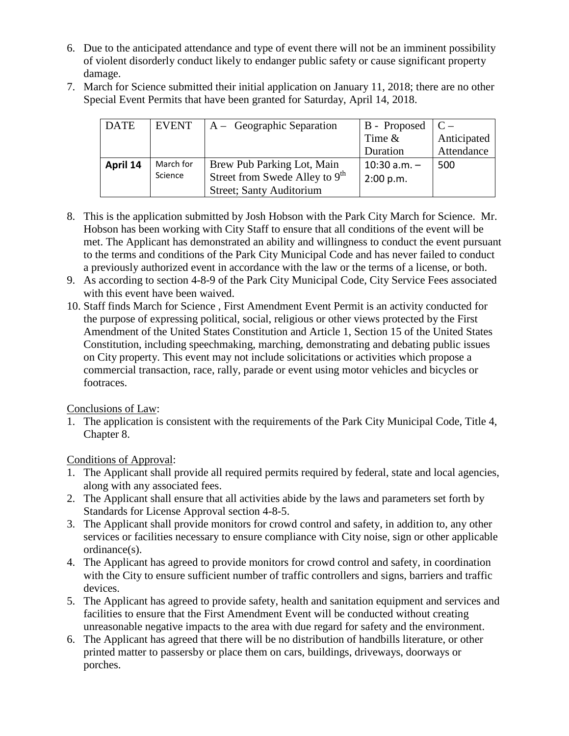6. Due to the anticipated attendance and type of event there will not be an imminent possibility of violent disorderly conduct likely to endanger public safety or cause significant property damage.
7. March for Science submitted their initial application on January 11, 2018; there are no other Special Event Permits that have been granted for Saturday, April 14, 2018.

| DATE | EVENT | A – Geographic Separation | B - Proposed Time & Duration | C – Anticipated Attendance |
|---|---|---|---|---|
| **April 14** | March for Science | Brew Pub Parking Lot, Main Street from Swede Alley to 9th Street; Santy Auditorium | 10:30 a.m. – 2:00 p.m. | 500 |

8. This is the application submitted by Josh Hobson with the Park City March for Science. Mr. Hobson has been working with City Staff to ensure that all conditions of the event will be met. The Applicant has demonstrated an ability and willingness to conduct the event pursuant to the terms and conditions of the Park City Municipal Code and has never failed to conduct a previously authorized event in accordance with the law or the terms of a license, or both.
9. As according to section 4-8-9 of the Park City Municipal Code, City Service Fees associated with this event have been waived.
10. Staff finds March for Science , First Amendment Event Permit is an activity conducted for the purpose of expressing political, social, religious or other views protected by the First Amendment of the United States Constitution and Article 1, Section 15 of the United States Constitution, including speechmaking, marching, demonstrating and debating public issues on City property. This event may not include solicitations or activities which propose a commercial transaction, race, rally, parade or event using motor vehicles and bicycles or footraces.

<u>Conclusions of Law</u>:

1. The application is consistent with the requirements of the Park City Municipal Code, Title 4, Chapter 8.

<u>Conditions of Approval</u>:

1. The Applicant shall provide all required permits required by federal, state and local agencies, along with any associated fees.
2. The Applicant shall ensure that all activities abide by the laws and parameters set forth by Standards for License Approval section 4-8-5.
3. The Applicant shall provide monitors for crowd control and safety, in addition to, any other services or facilities necessary to ensure compliance with City noise, sign or other applicable ordinance(s).
4. The Applicant has agreed to provide monitors for crowd control and safety, in coordination with the City to ensure sufficient number of traffic controllers and signs, barriers and traffic devices.
5. The Applicant has agreed to provide safety, health and sanitation equipment and services and facilities to ensure that the First Amendment Event will be conducted without creating unreasonable negative impacts to the area with due regard for safety and the environment.
6. The Applicant has agreed that there will be no distribution of handbills literature, or other printed matter to passersby or place them on cars, buildings, driveways, doorways or porches.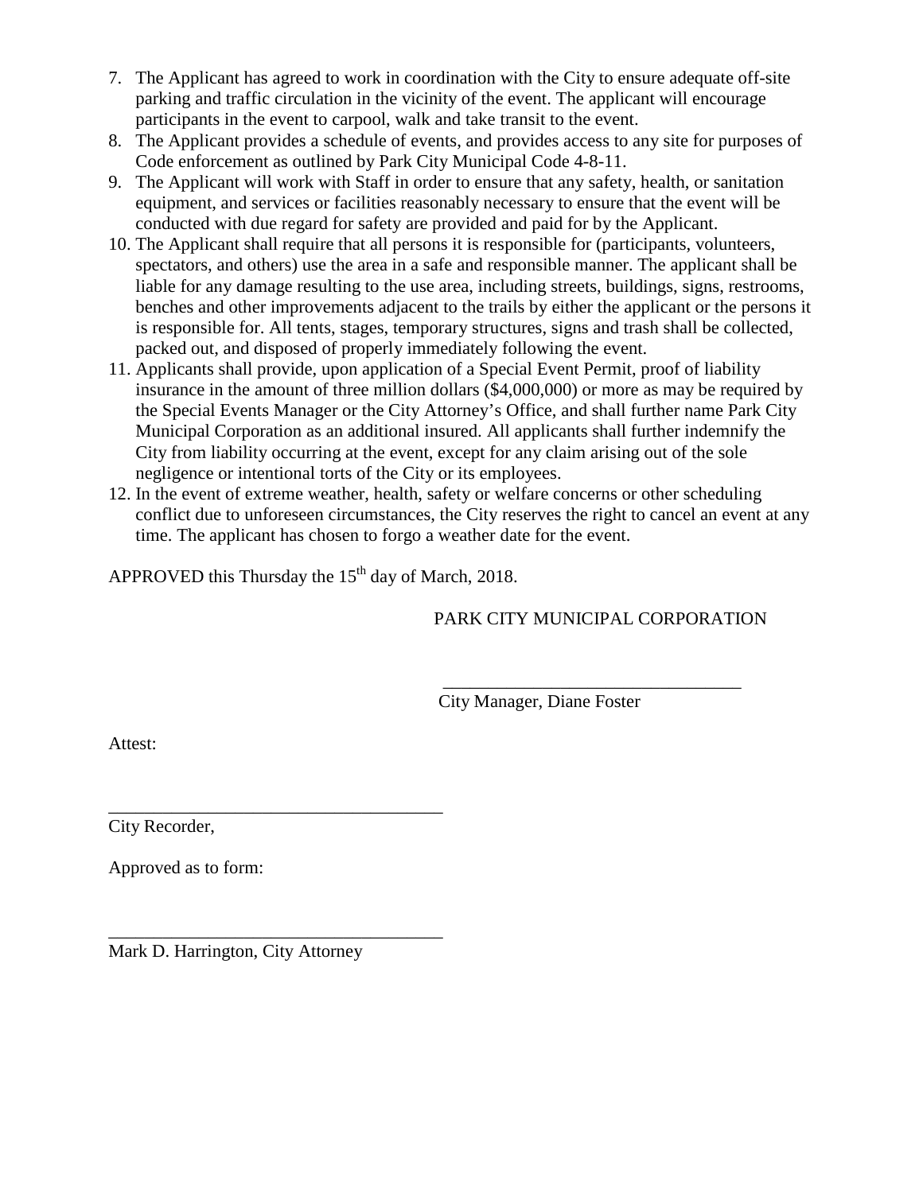7. The Applicant has agreed to work in coordination with the City to ensure adequate off-site parking and traffic circulation in the vicinity of the event. The applicant will encourage participants in the event to carpool, walk and take transit to the event.
8. The Applicant provides a schedule of events, and provides access to any site for purposes of Code enforcement as outlined by Park City Municipal Code 4-8-11.
9. The Applicant will work with Staff in order to ensure that any safety, health, or sanitation equipment, and services or facilities reasonably necessary to ensure that the event will be conducted with due regard for safety are provided and paid for by the Applicant.
10. The Applicant shall require that all persons it is responsible for (participants, volunteers, spectators, and others) use the area in a safe and responsible manner. The applicant shall be liable for any damage resulting to the use area, including streets, buildings, signs, restrooms, benches and other improvements adjacent to the trails by either the applicant or the persons it is responsible for. All tents, stages, temporary structures, signs and trash shall be collected, packed out, and disposed of properly immediately following the event.
11. Applicants shall provide, upon application of a Special Event Permit, proof of liability insurance in the amount of three million dollars ($4,000,000) or more as may be required by the Special Events Manager or the City Attorney's Office, and shall further name Park City Municipal Corporation as an additional insured. All applicants shall further indemnify the City from liability occurring at the event, except for any claim arising out of the sole negligence or intentional torts of the City or its employees.
12. In the event of extreme weather, health, safety or welfare concerns or other scheduling conflict due to unforeseen circumstances, the City reserves the right to cancel an event at any time. The applicant has chosen to forgo a weather date for the event.

APPROVED this Thursday the 15th day of March, 2018.

PARK CITY MUNICIPAL CORPORATION

\_\_\_\_\_\_\_\_\_\_\_\_\_\_\_\_\_\_\_\_\_\_\_\_\_\_\_\_\_\_\_\_\_\_

City Manager, Diane Foster

Attest:

\_\_\_\_\_\_\_\_\_\_\_\_\_\_\_\_\_\_\_\_\_\_\_\_\_\_\_\_\_\_\_\_\_\_\_\_\_

City Recorder,

Approved as to form:

\_\_\_\_\_\_\_\_\_\_\_\_\_\_\_\_\_\_\_\_\_\_\_\_\_\_\_\_\_\_\_\_\_\_\_\_\_

Mark D. Harrington, City Attorney